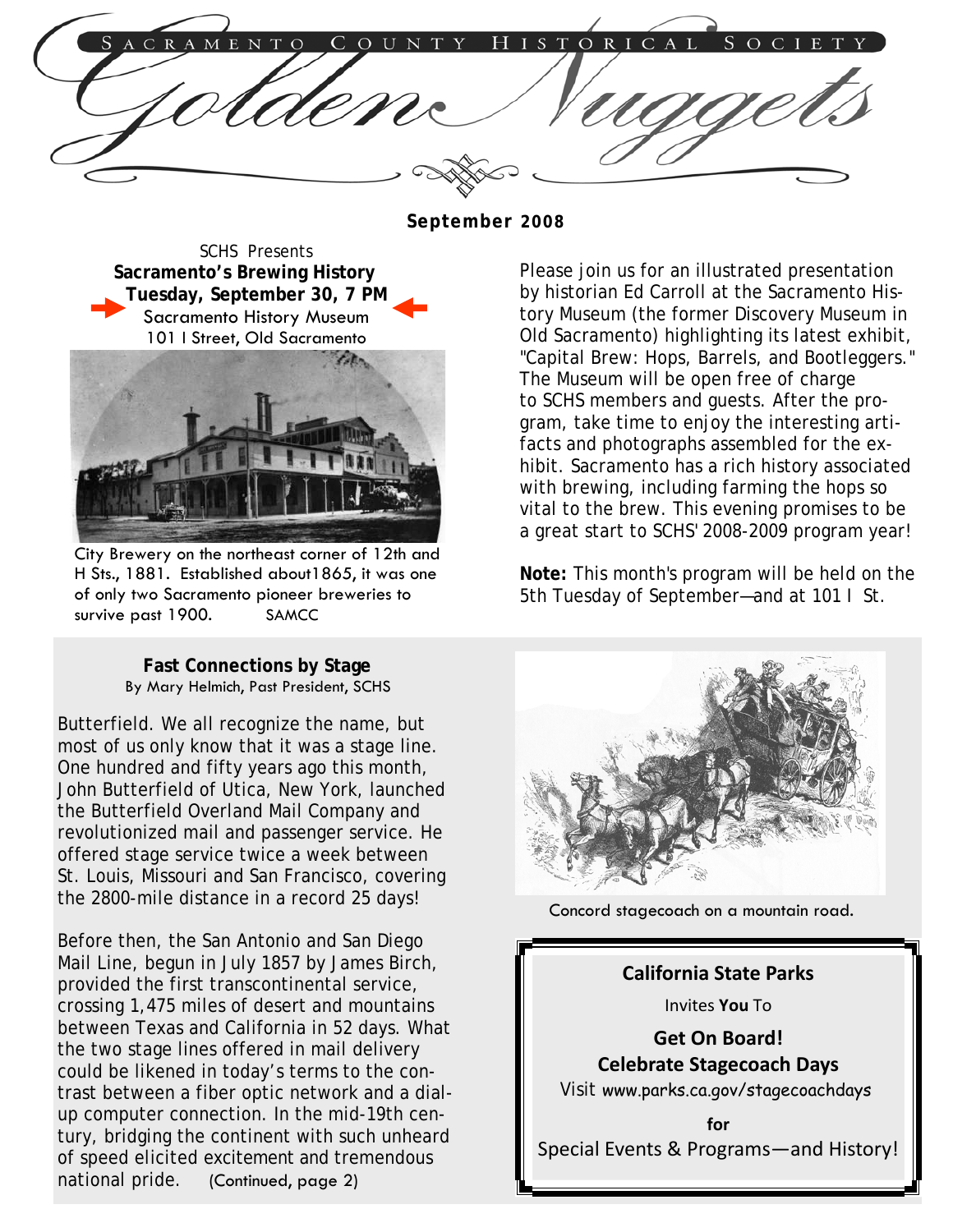# Sacramento County Historical Society

# Golden Nuggets

**September 2008**

SCHS Presents

**Sacramento's Brewing History**

**Tuesday, September 30, 7 PM**

Sacramento History Museum
101 I Street, Old Sacramento

City Brewery on the northeast corner of 12th and H Sts., 1881. Established about1865, it was one of only two Sacramento pioneer breweries to survive past 1900. SAMCC

Please join us for an illustrated presentation by historian Ed Carroll at the Sacramento History Museum (the former Discovery Museum in Old Sacramento) highlighting its latest exhibit, "Capital Brew: Hops, Barrels, and Bootleggers." The Museum will be open free of charge to SCHS members and guests. After the program, take time to enjoy the interesting artifacts and photographs assembled for the exhibit. Sacramento has a rich history associated with brewing, including farming the hops so vital to the brew. This evening promises to be a great start to SCHS' 2008-2009 program year!

**Note:** This month's program will be held on the 5th Tuesday of September—and at 101 I St.

## Fast Connections by Stage

By Mary Helmich, Past President, SCHS

Butterfield. We all recognize the name, but most of us only know that it was a stage line. One hundred and fifty years ago this month, John Butterfield of Utica, New York, launched the Butterfield Overland Mail Company and revolutionized mail and passenger service. He offered stage service twice a week between St. Louis, Missouri and San Francisco, covering the 2800-mile distance in a record 25 days!

Before then, the San Antonio and San Diego Mail Line, begun in July 1857 by James Birch, provided the first transcontinental service, crossing 1,475 miles of desert and mountains between Texas and California in 52 days. What the two stage lines offered in mail delivery could be likened in today's terms to the contrast between a fiber optic network and a dial-up computer connection. In the mid-19th century, bridging the continent with such unheard of speed elicited excitement and tremendous national pride. (Continued, page 2)

Concord stagecoach on a mountain road.

**California State Parks**

Invites **You** To

**Get On Board!**
**Celebrate Stagecoach Days**

Visit www.parks.ca.gov/stagecoachdays

**for**

Special Events & Programs—and History!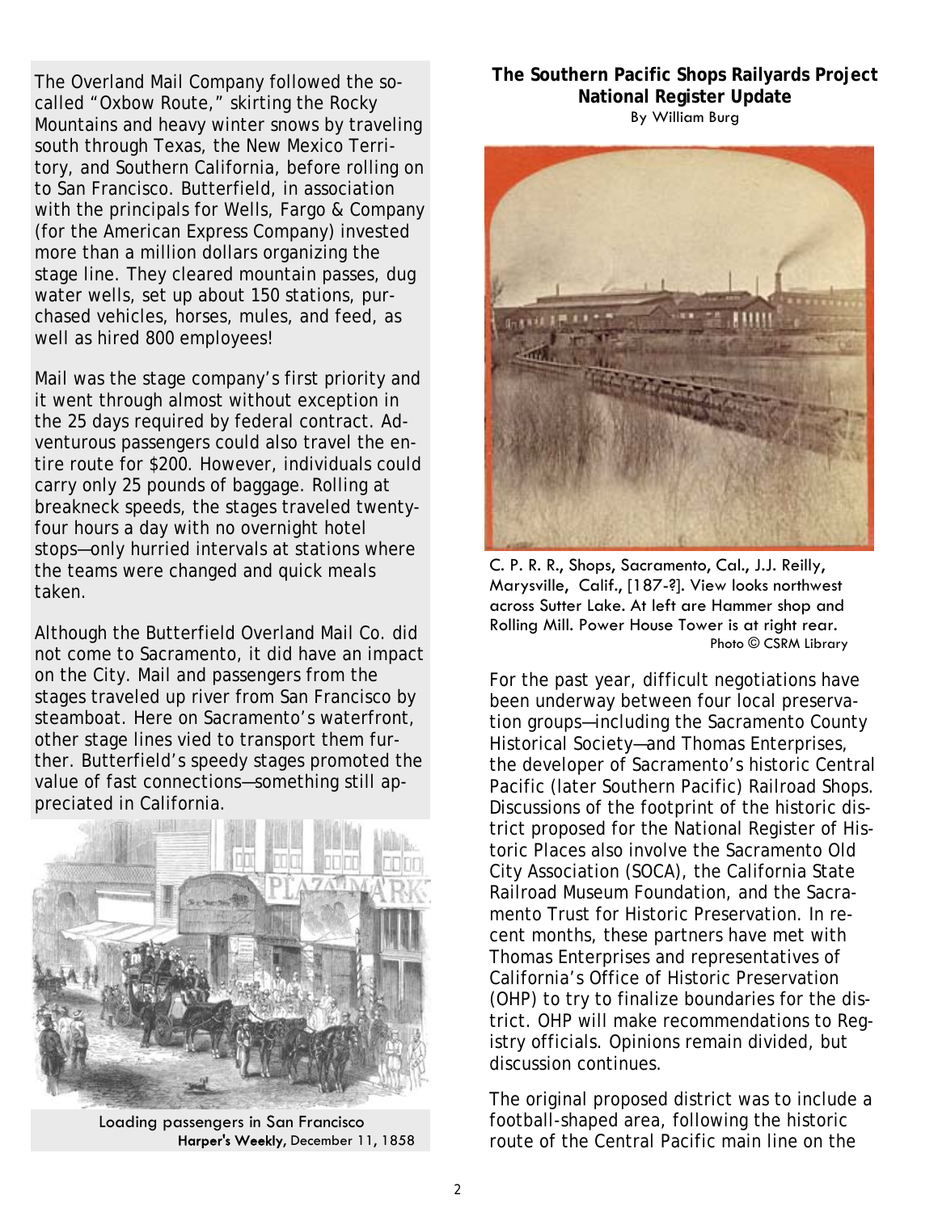The Overland Mail Company followed the so-called "Oxbow Route," skirting the Rocky Mountains and heavy winter snows by traveling south through Texas, the New Mexico Territory, and Southern California, before rolling on to San Francisco. Butterfield, in association with the principals for Wells, Fargo & Company (for the American Express Company) invested more than a million dollars organizing the stage line. They cleared mountain passes, dug water wells, set up about 150 stations, purchased vehicles, horses, mules, and feed, as well as hired 800 employees!

Mail was the stage company's first priority and it went through almost without exception in the 25 days required by federal contract. Adventurous passengers could also travel the entire route for $200. However, individuals could carry only 25 pounds of baggage. Rolling at breakneck speeds, the stages traveled twenty-four hours a day with no overnight hotel stops—only hurried intervals at stations where the teams were changed and quick meals taken.

Although the Butterfield Overland Mail Co. did not come to Sacramento, it did have an impact on the City. Mail and passengers from the stages traveled up river from San Francisco by steamboat. Here on Sacramento's waterfront, other stage lines vied to transport them further. Butterfield's speedy stages promoted the value of fast connections—something still appreciated in California.

Loading passengers in San Francisco
*Harper's Weekly*, December 11, 1858

## The Southern Pacific Shops Railyards Project National Register Update

By William Burg

C. P. R. R., Shops, Sacramento, Cal., J.J. Reilly, Marysville, Calif., [187-?]. View looks northwest across Sutter Lake. At left are Hammer shop and Rolling Mill. Power House Tower is at right rear.
Photo © CSRM Library

For the past year, difficult negotiations have been underway between four local preservation groups—including the Sacramento County Historical Society—and Thomas Enterprises, the developer of Sacramento's historic Central Pacific (later Southern Pacific) Railroad Shops. Discussions of the footprint of the historic district proposed for the National Register of Historic Places also involve the Sacramento Old City Association (SOCA), the California State Railroad Museum Foundation, and the Sacramento Trust for Historic Preservation. In recent months, these partners have met with Thomas Enterprises and representatives of California's Office of Historic Preservation (OHP) to try to finalize boundaries for the district. OHP will make recommendations to Registry officials. Opinions remain divided, but discussion continues.

The original proposed district was to include a football-shaped area, following the historic route of the Central Pacific main line on the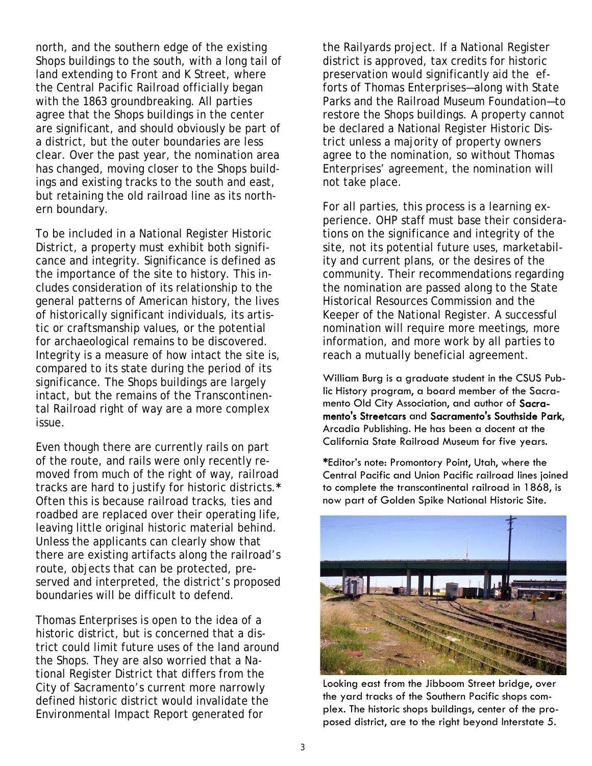north, and the southern edge of the existing Shops buildings to the south, with a long tail of land extending to Front and K Street, where the Central Pacific Railroad officially began with the 1863 groundbreaking. All parties agree that the Shops buildings in the center are significant, and should obviously be part of a district, but the outer boundaries are less clear. Over the past year, the nomination area has changed, moving closer to the Shops buildings and existing tracks to the south and east, but retaining the old railroad line as its northern boundary.

To be included in a National Register Historic District, a property must exhibit both significance and integrity. Significance is defined as the importance of the site to history. This includes consideration of its relationship to the general patterns of American history, the lives of historically significant individuals, its artistic or craftsmanship values, or the potential for archaeological remains to be discovered. Integrity is a measure of how intact the site is, compared to its state during the period of its significance. The Shops buildings are largely intact, but the remains of the Transcontinental Railroad right of way are a more complex issue.

Even though there are currently rails on part of the route, and rails were only recently removed from much of the right of way, railroad tracks are hard to justify for historic districts.* Often this is because railroad tracks, ties and roadbed are replaced over their operating life, leaving little original historic material behind. Unless the applicants can clearly show that there are existing artifacts along the railroad's route, objects that can be protected, preserved and interpreted, the district's proposed boundaries will be difficult to defend.

Thomas Enterprises is open to the idea of a historic district, but is concerned that a district could limit future uses of the land around the Shops. They are also worried that a National Register District that differs from the City of Sacramento's current more narrowly defined historic district would invalidate the Environmental Impact Report generated for the Railyards project. If a National Register district is approved, tax credits for historic preservation would significantly aid the efforts of Thomas Enterprises—along with State Parks and the Railroad Museum Foundation—to restore the Shops buildings. A property cannot be declared a National Register Historic District unless a majority of property owners agree to the nomination, so without Thomas Enterprises' agreement, the nomination will not take place.

For all parties, this process is a learning experience. OHP staff must base their considerations on the significance and integrity of the site, not its potential future uses, marketability and current plans, or the desires of the community. Their recommendations regarding the nomination are passed along to the State Historical Resources Commission and the Keeper of the National Register. A successful nomination will require more meetings, more information, and more work by all parties to reach a mutually beneficial agreement.

William Burg is a graduate student in the CSUS Public History program, a board member of the Sacramento Old City Association, and author of **Sacramento's Streetcars** and **Sacramento's Southside Park**, Arcadia Publishing. He has been a docent at the California State Railroad Museum for five years.

**\***Editor's note: Promontory Point, Utah, where the Central Pacific and Union Pacific railroad lines joined to complete the transcontinental railroad in 1868, is now part of Golden Spike National Historic Site.

Looking east from the Jibboom Street bridge, over the yard tracks of the Southern Pacific shops complex. The historic shops buildings, center of the proposed district, are to the right beyond Interstate 5.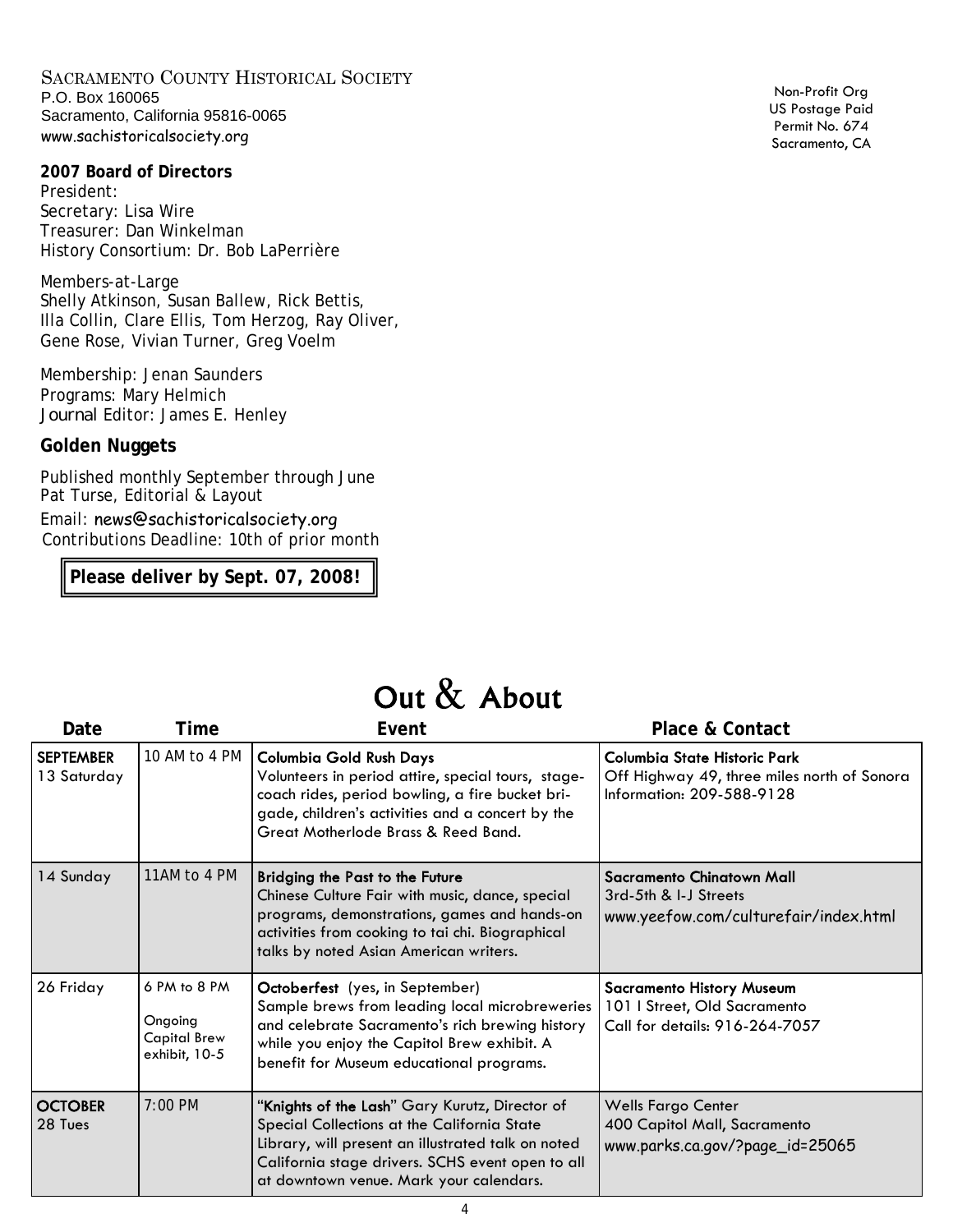SACRAMENTO COUNTY HISTORICAL SOCIETY
P.O. Box 160065
Sacramento, California 95816-0065
www.sachistoricalsociety.org

Non-Profit Org
US Postage Paid
Permit No. 674
Sacramento, CA

**2007 Board of Directors**

President:
Secretary: Lisa Wire
Treasurer: Dan Winkelman
History Consortium: Dr. Bob LaPerrière

Members-at-Large
Shelly Atkinson, Susan Ballew, Rick Bettis, Illa Collin, Clare Ellis, Tom Herzog, Ray Oliver, Gene Rose, Vivian Turner, Greg Voelm

Membership: Jenan Saunders
Programs: Mary Helmich
*Journal* Editor: James E. Henley

**Golden Nuggets**

Published monthly September through June
Pat Turse, Editorial & Layout
Email: news@sachistoricalsociety.org
Contributions Deadline: 10th of prior month

**Please deliver by Sept. 07, 2008!**

# Out & About

| Date | Time | Event | Place & Contact |
|---|---|---|---|
| **SEPTEMBER** 13 Saturday | 10 AM to 4 PM | **Columbia Gold Rush Days** Volunteers in period attire, special tours, stagecoach rides, period bowling, a fire bucket brigade, children's activities and a concert by the Great Motherlode Brass & Reed Band. | **Columbia State Historic Park** Off Highway 49, three miles north of Sonora Information: 209-588-9128 |
| 14 Sunday | 11AM to 4 PM | **Bridging the Past to the Future** Chinese Culture Fair with music, dance, special programs, demonstrations, games and hands-on activities from cooking to tai chi. Biographical talks by noted Asian American writers. | **Sacramento Chinatown Mall** 3rd-5th & I-J Streets www.yeefow.com/culturefair/index.html |
| 26 Friday | 6 PM to 8 PM Ongoing Capital Brew exhibit, 10-5 | **Octoberfest** (yes, in September) Sample brews from leading local microbreweries and celebrate Sacramento's rich brewing history while you enjoy the Capitol Brew exhibit. A benefit for Museum educational programs. | **Sacramento History Museum** 101 I Street, Old Sacramento Call for details: 916-264-7057 |
| **OCTOBER** 28 Tues | 7:00 PM | "**Knights of the Lash**" Gary Kurutz, Director of Special Collections at the California State Library, will present an illustrated talk on noted California stage drivers. SCHS event open to all at downtown venue. Mark your calendars. | Wells Fargo Center 400 Capitol Mall, Sacramento www.parks.ca.gov/?page_id=25065 |